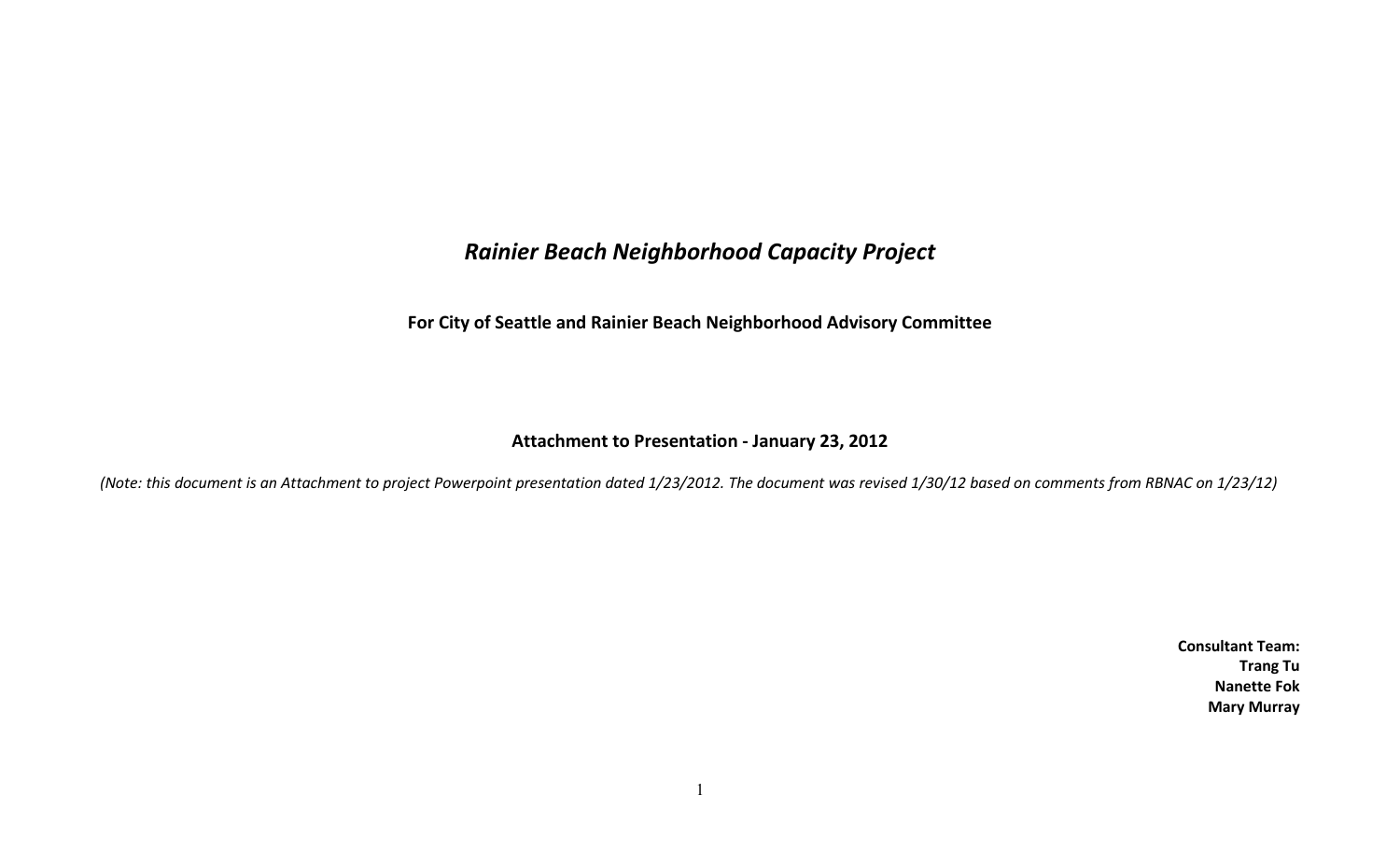# *Rainier Beach Neighborhood Capacity Project*

**For City of Seattle and Rainier Beach Neighborhood Advisory Committee**

**Attachment to Presentation - January 23, 2012**

*(Note: this document is an Attachment to project Powerpoint presentation dated 1/23/2012. The document was revised 1/30/12 based on comments from RBNAC on 1/23/12)*

**Consultant Team:**
**Trang Tu**
**Nanette Fok**
**Mary Murray**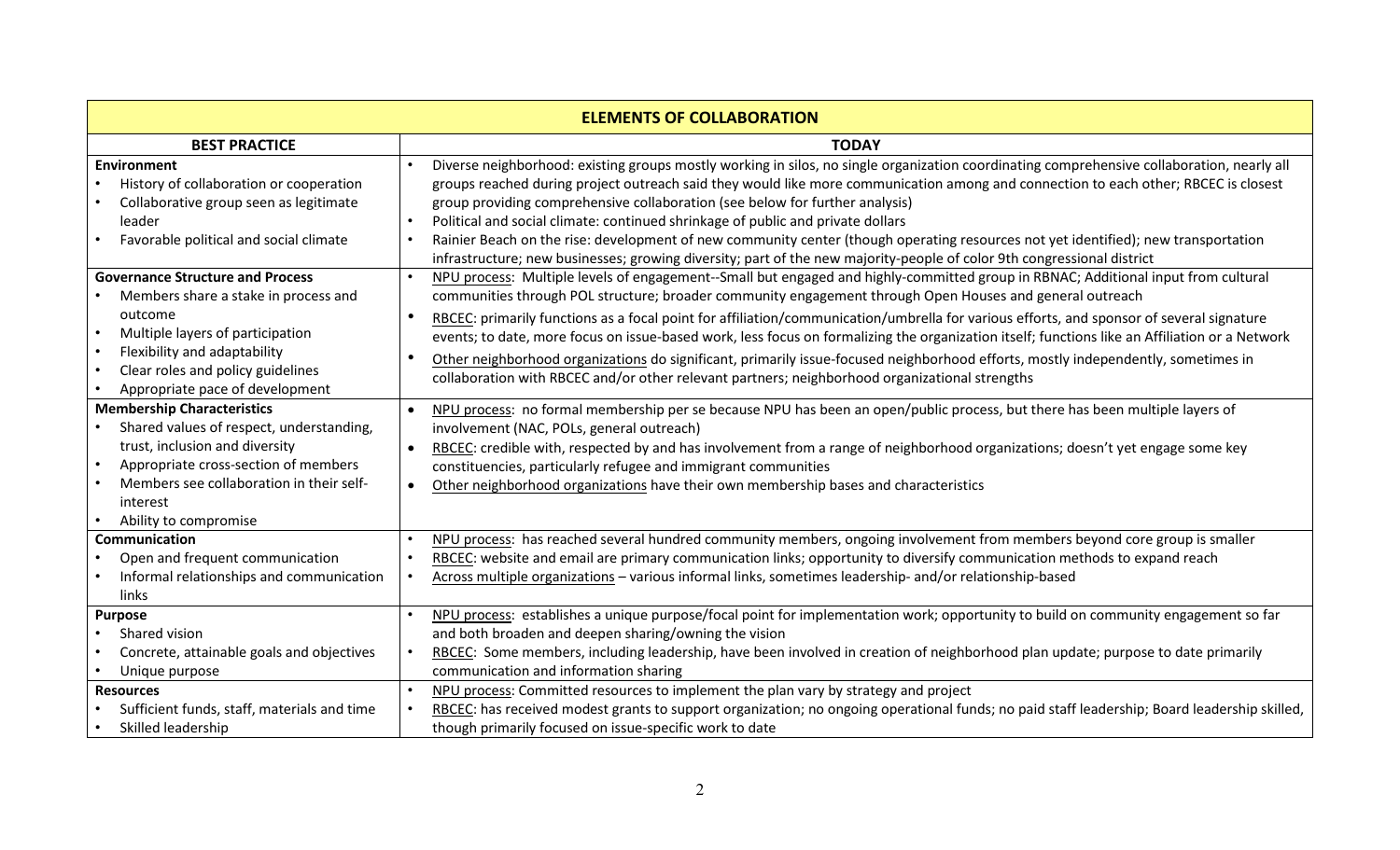| ELEMENTS OF COLLABORATION | |
|---|---|
| **BEST PRACTICE** | **TODAY** |
| **Environment**<br>• History of collaboration or cooperation<br>• Collaborative group seen as legitimate leader<br>• Favorable political and social climate | • Diverse neighborhood: existing groups mostly working in silos, no single organization coordinating comprehensive collaboration, nearly all groups reached during project outreach said they would like more communication among and connection to each other; RBCEC is closest group providing comprehensive collaboration (see below for further analysis)<br>• Political and social climate: continued shrinkage of public and private dollars<br>• Rainier Beach on the rise: development of new community center (though operating resources not yet identified); new transportation infrastructure; new businesses; growing diversity; part of the new majority-people of color 9th congressional district |
| **Governance Structure and Process**<br>• Members share a stake in process and outcome<br>• Multiple layers of participation<br>• Flexibility and adaptability<br>• Clear roles and policy guidelines<br>• Appropriate pace of development | • NPU process: Multiple levels of engagement--Small but engaged and highly-committed group in RBNAC; Additional input from cultural communities through POL structure; broader community engagement through Open Houses and general outreach<br>• RBCEC: primarily functions as a focal point for affiliation/communication/umbrella for various efforts, and sponsor of several signature events; to date, more focus on issue-based work, less focus on formalizing the organization itself; functions like an Affiliation or a Network<br>• Other neighborhood organizations do significant, primarily issue-focused neighborhood efforts, mostly independently, sometimes in collaboration with RBCEC and/or other relevant partners; neighborhood organizational strengths |
| **Membership Characteristics**<br>• Shared values of respect, understanding, trust, inclusion and diversity<br>• Appropriate cross-section of members<br>• Members see collaboration in their self-interest<br>• Ability to compromise | • NPU process: no formal membership per se because NPU has been an open/public process, but there has been multiple layers of involvement (NAC, POLs, general outreach)<br>• RBCEC: credible with, respected by and has involvement from a range of neighborhood organizations; doesn't yet engage some key constituencies, particularly refugee and immigrant communities<br>• Other neighborhood organizations have their own membership bases and characteristics |
| **Communication**<br>• Open and frequent communication<br>• Informal relationships and communication links | • NPU process: has reached several hundred community members, ongoing involvement from members beyond core group is smaller<br>• RBCEC: website and email are primary communication links; opportunity to diversify communication methods to expand reach<br>• Across multiple organizations – various informal links, sometimes leadership- and/or relationship-based |
| **Purpose**<br>• Shared vision<br>• Concrete, attainable goals and objectives<br>• Unique purpose | • NPU process: establishes a unique purpose/focal point for implementation work; opportunity to build on community engagement so far and both broaden and deepen sharing/owning the vision<br>• RBCEC: Some members, including leadership, have been involved in creation of neighborhood plan update; purpose to date primarily communication and information sharing |
| **Resources**<br>• Sufficient funds, staff, materials and time<br>• Skilled leadership | • NPU process: Committed resources to implement the plan vary by strategy and project<br>• RBCEC: has received modest grants to support organization; no ongoing operational funds; no paid staff leadership; Board leadership skilled, though primarily focused on issue-specific work to date |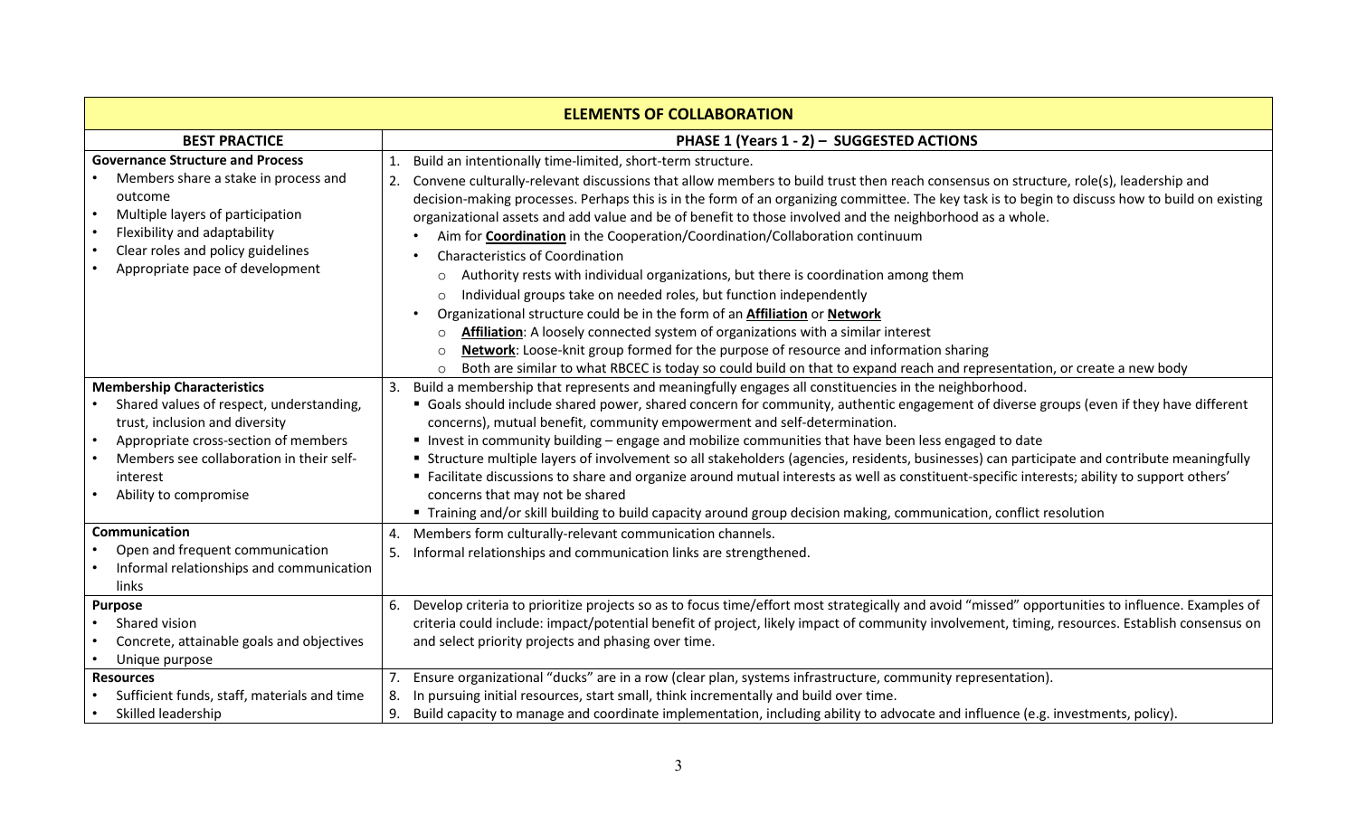| ELEMENTS OF COLLABORATION | |
|---|---|
| **BEST PRACTICE** | **PHASE 1 (Years 1 - 2) – SUGGESTED ACTIONS** |
| **Governance Structure and Process**<br>• Members share a stake in process and outcome<br>• Multiple layers of participation<br>• Flexibility and adaptability<br>• Clear roles and policy guidelines<br>• Appropriate pace of development | 1. Build an intentionally time-limited, short-term structure.<br>2. Convene culturally-relevant discussions that allow members to build trust then reach consensus on structure, role(s), leadership and decision-making processes. Perhaps this is in the form of an organizing committee. The key task is to begin to discuss how to build on existing organizational assets and add value and be of benefit to those involved and the neighborhood as a whole.<br>• Aim for **Coordination** in the Cooperation/Coordination/Collaboration continuum<br>• Characteristics of Coordination<br>○ Authority rests with individual organizations, but there is coordination among them<br>○ Individual groups take on needed roles, but function independently<br>• Organizational structure could be in the form of an **Affiliation** or **Network**<br>○ **Affiliation**: A loosely connected system of organizations with a similar interest<br>○ **Network**: Loose-knit group formed for the purpose of resource and information sharing<br>○ Both are similar to what RBCEC is today so could build on that to expand reach and representation, or create a new body |
| **Membership Characteristics**<br>• Shared values of respect, understanding, trust, inclusion and diversity<br>• Appropriate cross-section of members<br>• Members see collaboration in their self-interest<br>• Ability to compromise | 3. Build a membership that represents and meaningfully engages all constituencies in the neighborhood.<br>▪ Goals should include shared power, shared concern for community, authentic engagement of diverse groups (even if they have different concerns), mutual benefit, community empowerment and self-determination.<br>▪ Invest in community building – engage and mobilize communities that have been less engaged to date<br>▪ Structure multiple layers of involvement so all stakeholders (agencies, residents, businesses) can participate and contribute meaningfully<br>▪ Facilitate discussions to share and organize around mutual interests as well as constituent-specific interests; ability to support others' concerns that may not be shared<br>▪ Training and/or skill building to build capacity around group decision making, communication, conflict resolution |
| **Communication**<br>• Open and frequent communication<br>• Informal relationships and communication links | 4. Members form culturally-relevant communication channels.<br>5. Informal relationships and communication links are strengthened. |
| **Purpose**<br>• Shared vision<br>• Concrete, attainable goals and objectives<br>• Unique purpose | 6. Develop criteria to prioritize projects so as to focus time/effort most strategically and avoid "missed" opportunities to influence. Examples of criteria could include: impact/potential benefit of project, likely impact of community involvement, timing, resources. Establish consensus on and select priority projects and phasing over time. |
| **Resources**<br>• Sufficient funds, staff, materials and time<br>• Skilled leadership | 7. Ensure organizational "ducks" are in a row (clear plan, systems infrastructure, community representation).<br>8. In pursuing initial resources, start small, think incrementally and build over time.<br>9. Build capacity to manage and coordinate implementation, including ability to advocate and influence (e.g. investments, policy). |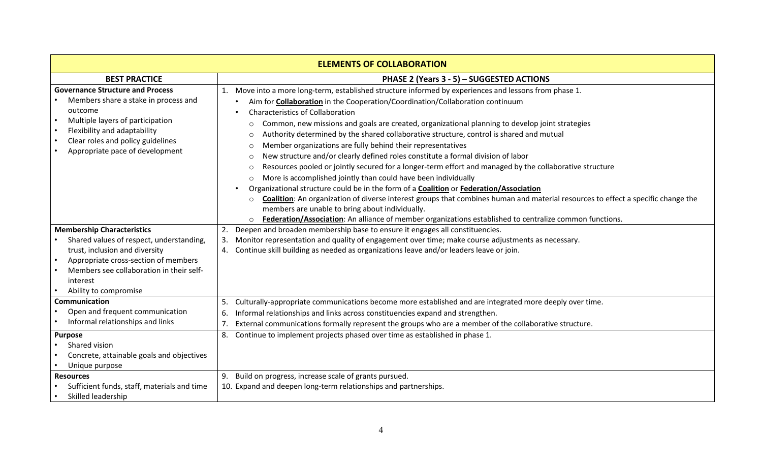| ELEMENTS OF COLLABORATION | |
|---|---|
| **BEST PRACTICE** | **PHASE 2 (Years 3 - 5) – SUGGESTED ACTIONS** |
| **Governance Structure and Process**<br>• Members share a stake in process and outcome<br>• Multiple layers of participation<br>• Flexibility and adaptability<br>• Clear roles and policy guidelines<br>• Appropriate pace of development | 1. Move into a more long-term, established structure informed by experiences and lessons from phase 1.<br>• Aim for **<u>Collaboration</u>** in the Cooperation/Coordination/Collaboration continuum<br>• Characteristics of Collaboration<br>○ Common, new missions and goals are created, organizational planning to develop joint strategies<br>○ Authority determined by the shared collaborative structure, control is shared and mutual<br>○ Member organizations are fully behind their representatives<br>○ New structure and/or clearly defined roles constitute a formal division of labor<br>○ Resources pooled or jointly secured for a longer-term effort and managed by the collaborative structure<br>○ More is accomplished jointly than could have been individually<br>• Organizational structure could be in the form of a **<u>Coalition</u>** or **<u>Federation/Association</u>**<br>○ **<u>Coalition</u>**: An organization of diverse interest groups that combines human and material resources to effect a specific change the members are unable to bring about individually.<br>○ **<u>Federation/Association</u>**: An alliance of member organizations established to centralize common functions. |
| **Membership Characteristics**<br>• Shared values of respect, understanding, trust, inclusion and diversity<br>• Appropriate cross-section of members<br>• Members see collaboration in their self-interest<br>• Ability to compromise | 2. Deepen and broaden membership base to ensure it engages all constituencies.<br>3. Monitor representation and quality of engagement over time; make course adjustments as necessary.<br>4. Continue skill building as needed as organizations leave and/or leaders leave or join. |
| **Communication**<br>• Open and frequent communication<br>• Informal relationships and links | 5. Culturally-appropriate communications become more established and are integrated more deeply over time.<br>6. Informal relationships and links across constituencies expand and strengthen.<br>7. External communications formally represent the groups who are a member of the collaborative structure. |
| **Purpose**<br>• Shared vision<br>• Concrete, attainable goals and objectives<br>• Unique purpose | 8. Continue to implement projects phased over time as established in phase 1. |
| **Resources**<br>• Sufficient funds, staff, materials and time<br>• Skilled leadership | 9. Build on progress, increase scale of grants pursued.<br>10. Expand and deepen long-term relationships and partnerships. |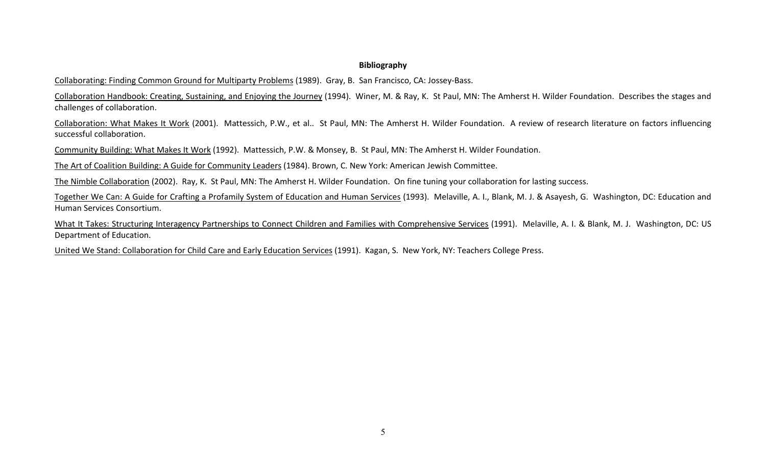**Bibliography**

Collaborating: Finding Common Ground for Multiparty Problems (1989). Gray, B. San Francisco, CA: Jossey-Bass.

Collaboration Handbook: Creating, Sustaining, and Enjoying the Journey (1994). Winer, M. & Ray, K. St Paul, MN: The Amherst H. Wilder Foundation. Describes the stages and challenges of collaboration.

Collaboration: What Makes It Work (2001). Mattessich, P.W., et al.. St Paul, MN: The Amherst H. Wilder Foundation. A review of research literature on factors influencing successful collaboration.

Community Building: What Makes It Work (1992). Mattessich, P.W. & Monsey, B. St Paul, MN: The Amherst H. Wilder Foundation.

The Art of Coalition Building: A Guide for Community Leaders (1984). Brown, C. New York: American Jewish Committee.

The Nimble Collaboration (2002). Ray, K. St Paul, MN: The Amherst H. Wilder Foundation. On fine tuning your collaboration for lasting success.

Together We Can: A Guide for Crafting a Profamily System of Education and Human Services (1993). Melaville, A. I., Blank, M. J. & Asayesh, G. Washington, DC: Education and Human Services Consortium.

What It Takes: Structuring Interagency Partnerships to Connect Children and Families with Comprehensive Services (1991). Melaville, A. I. & Blank, M. J. Washington, DC: US Department of Education.

United We Stand: Collaboration for Child Care and Early Education Services (1991). Kagan, S. New York, NY: Teachers College Press.